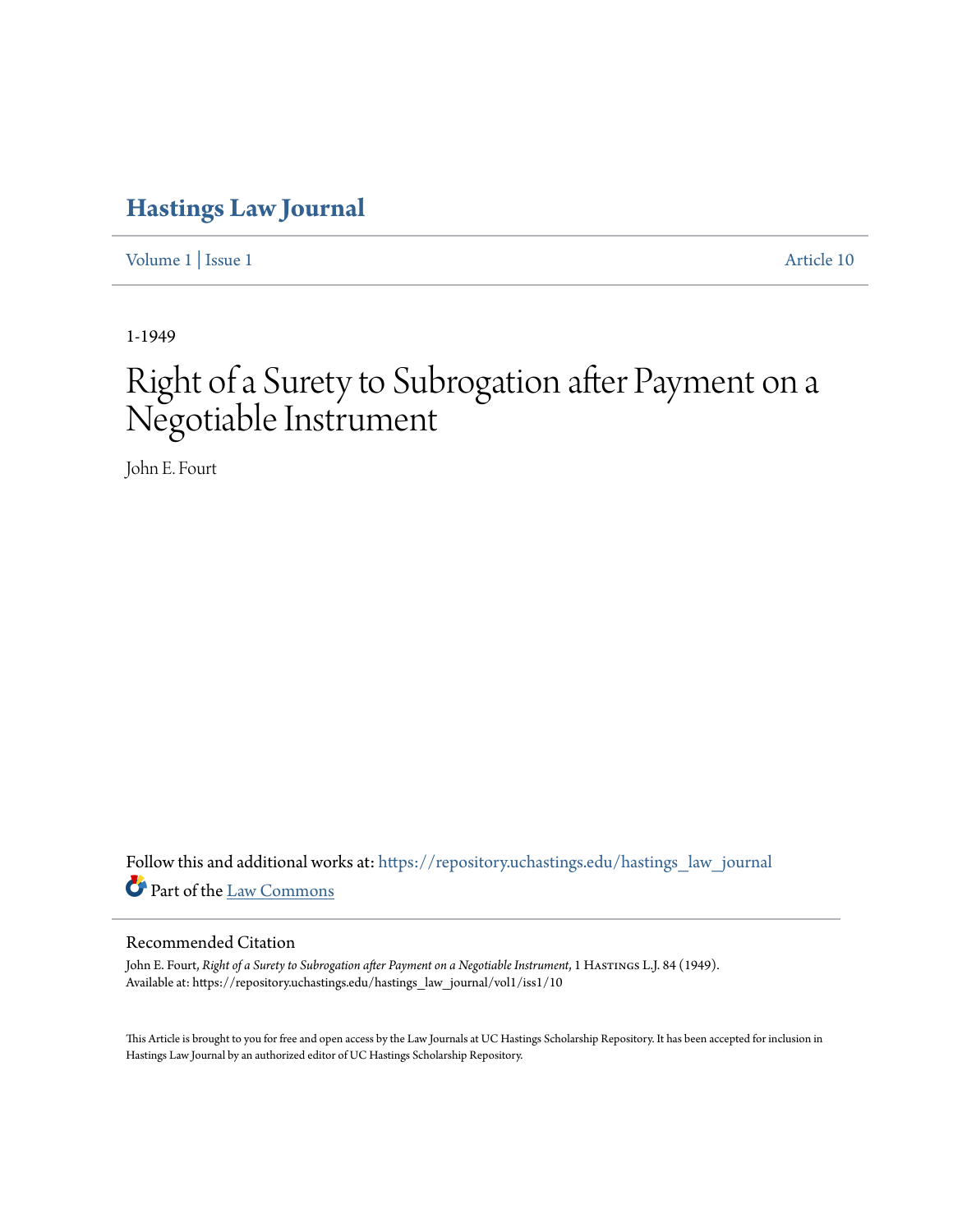# Hastings Law Journal

Volume 1 | Issue 1 Article 10

1-1949

# Right of a Surety to Subrogation after Payment on a Negotiable Instrument

John E. Fourt

Follow this and additional works at: https://repository.uchastings.edu/hastings_law_journal

Part of the Law Commons

## Recommended Citation

John E. Fourt, *Right of a Surety to Subrogation after Payment on a Negotiable Instrument*, 1 Hastings L.J. 84 (1949).
Available at: https://repository.uchastings.edu/hastings_law_journal/vol1/iss1/10

This Article is brought to you for free and open access by the Law Journals at UC Hastings Scholarship Repository. It has been accepted for inclusion in Hastings Law Journal by an authorized editor of UC Hastings Scholarship Repository.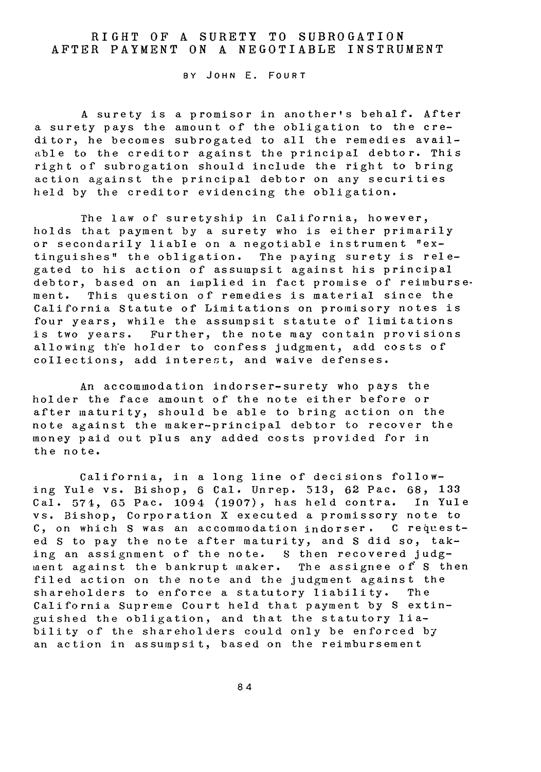# RIGHT OF A SURETY TO SUBROGATION AFTER PAYMENT ON A NEGOTIABLE INSTRUMENT

BY JOHN E. FOURT

A surety is a promisor in another's behalf. After a surety pays the amount of the obligation to the creditor, he becomes subrogated to all the remedies available to the creditor against the principal debtor. This right of subrogation should include the right to bring action against the principal debtor on any securities held by the creditor evidencing the obligation.

The law of suretyship in California, however, holds that payment by a surety who is either primarily or secondarily liable on a negotiable instrument "extinguishes" the obligation. The paying surety is relegated to his action of assumpsit against his principal debtor, based on an implied in fact promise of reimbursement. This question of remedies is material since the California Statute of Limitations on promisory notes is four years, while the assumpsit statute of limitations is two years. Further, the note may contain provisions allowing the holder to confess judgment, add costs of collections, add interest, and waive defenses.

An accommodation indorser-surety who pays the holder the face amount of the note either before or after maturity, should be able to bring action on the note against the maker-principal debtor to recover the money paid out plus any added costs provided for in the note.

California, in a long line of decisions following Yule vs. Bishop, 6 Cal. Unrep. 513, 62 Pac. 68, 133 Cal. 574, 65 Pac. 1094 (1907), has held contra. In Yule vs. Bishop, Corporation X executed a promissory note to C, on which S was an accommodation indorser. C requested S to pay the note after maturity, and S did so, taking an assignment of the note. S then recovered judgment against the bankrupt maker. The assignee of S then filed action on the note and the judgment against the shareholders to enforce a statutory liability. The California Supreme Court held that payment by S extinguished the obligation, and that the statutory liability of the shareholders could only be enforced by an action in assumpsit, based on the reimbursement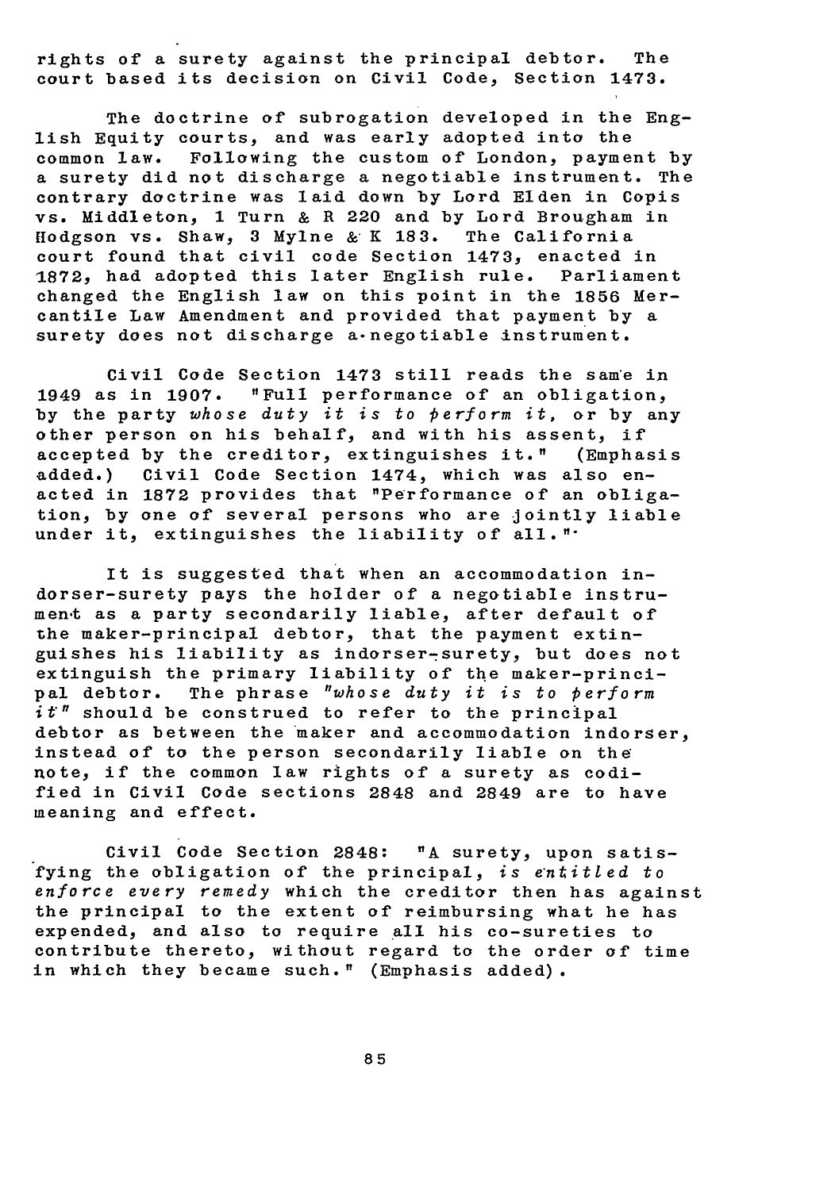rights of a surety against the principal debtor. The court based its decision on Civil Code, Section 1473.

The doctrine of subrogation developed in the English Equity courts, and was early adopted into the common law. Following the custom of London, payment by a surety did not discharge a negotiable instrument. The contrary doctrine was laid down by Lord Elden in Copis vs. Middleton, 1 Turn & R 220 and by Lord Brougham in Hodgson vs. Shaw, 3 Mylne & K 183. The California court found that civil code Section 1473, enacted in 1872, had adopted this later English rule. Parliament changed the English law on this point in the 1856 Mercantile Law Amendment and provided that payment by a surety does not discharge a negotiable instrument.

Civil Code Section 1473 still reads the same in 1949 as in 1907. "Full performance of an obligation, by the party *whose duty it is to perform it*, or by any other person on his behalf, and with his assent, if accepted by the creditor, extinguishes it." (Emphasis added.) Civil Code Section 1474, which was also enacted in 1872 provides that "Performance of an obligation, by one of several persons who are jointly liable under it, extinguishes the liability of all."

It is suggested that when an accommodation indorser-surety pays the holder of a negotiable instrument as a party secondarily liable, after default of the maker-principal debtor, that the payment extinguishes his liability as indorser-surety, but does not extinguish the primary liability of the maker-principal debtor. The phrase *"whose duty it is to perform it"* should be construed to refer to the principal debtor as between the maker and accommodation indorser, instead of to the person secondarily liable on the note, if the common law rights of a surety as codified in Civil Code sections 2848 and 2849 are to have meaning and effect.

Civil Code Section 2848: "A surety, upon satisfying the obligation of the principal, *is entitled to enforce every remedy* which the creditor then has against the principal to the extent of reimbursing what he has expended, and also to require all his co-sureties to contribute thereto, without regard to the order of time in which they became such." (Emphasis added).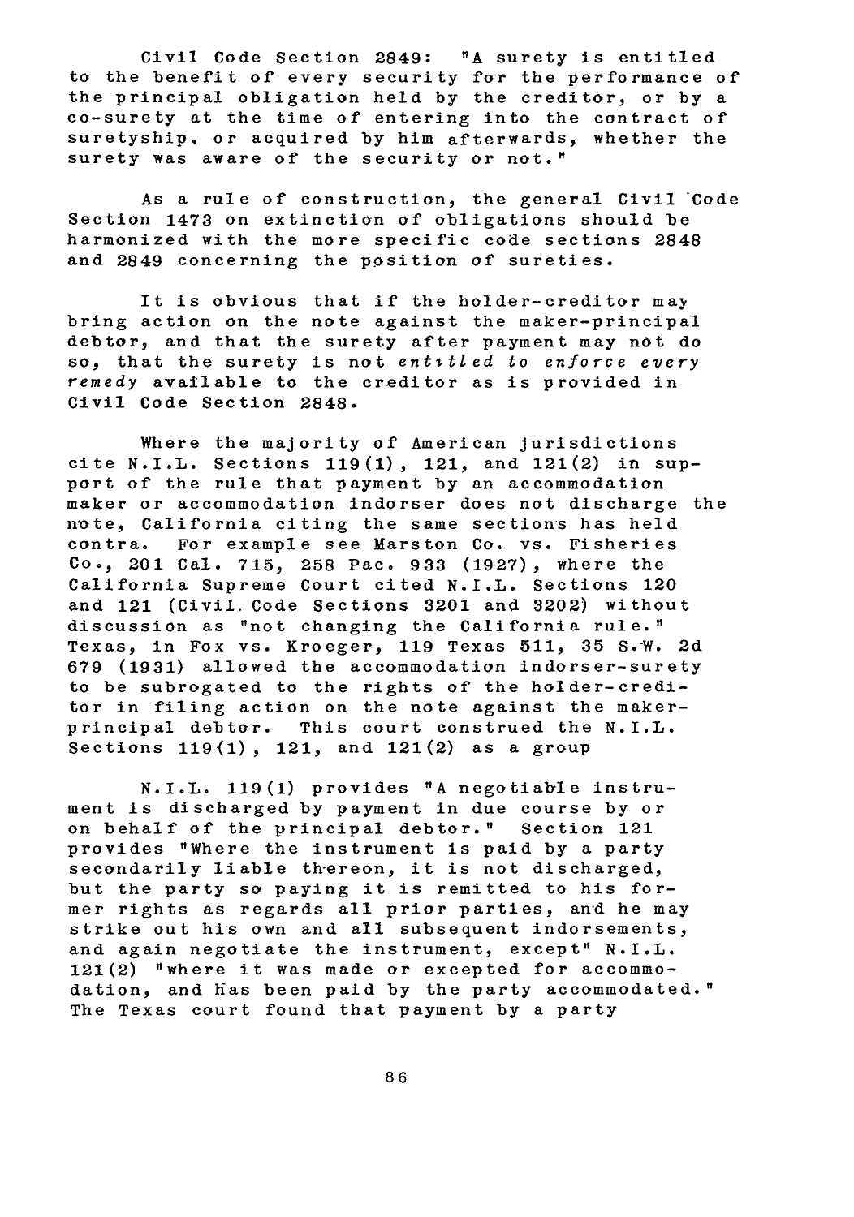Civil Code Section 2849: "A surety is entitled to the benefit of every security for the performance of the principal obligation held by the creditor, or by a co-surety at the time of entering into the contract of suretyship, or acquired by him afterwards, whether the surety was aware of the security or not."

As a rule of construction, the general Civil Code Section 1473 on extinction of obligations should be harmonized with the more specific code sections 2848 and 2849 concerning the position of sureties.

It is obvious that if the holder-creditor may bring action on the note against the maker-principal debtor, and that the surety after payment may not do so, that the surety is not *entitled to enforce every remedy* available to the creditor as is provided in Civil Code Section 2848.

Where the majority of American jurisdictions cite N.I.L. Sections 119(1), 121, and 121(2) in support of the rule that payment by an accommodation maker or accommodation indorser does not discharge the note, California citing the same sections has held contra. For example see Marston Co. vs. Fisheries Co., 201 Cal. 715, 258 Pac. 933 (1927), where the California Supreme Court cited N.I.L. Sections 120 and 121 (Civil Code Sections 3201 and 3202) without discussion as "not changing the California rule." Texas, in Fox vs. Kroeger, 119 Texas 511, 35 S.W. 2d 679 (1931) allowed the accommodation indorser-surety to be subrogated to the rights of the holder-creditor in filing action on the note against the maker-principal debtor. This court construed the N.I.L. Sections 119(1), 121, and 121(2) as a group

N.I.L. 119(1) provides "A negotiable instrument is discharged by payment in due course by or on behalf of the principal debtor." Section 121 provides "Where the instrument is paid by a party secondarily liable thereon, it is not discharged, but the party so paying it is remitted to his former rights as regards all prior parties, and he may strike out his own and all subsequent indorsements, and again negotiate the instrument, except" N.I.L. 121(2) "where it was made or excepted for accommodation, and has been paid by the party accommodated." The Texas court found that payment by a party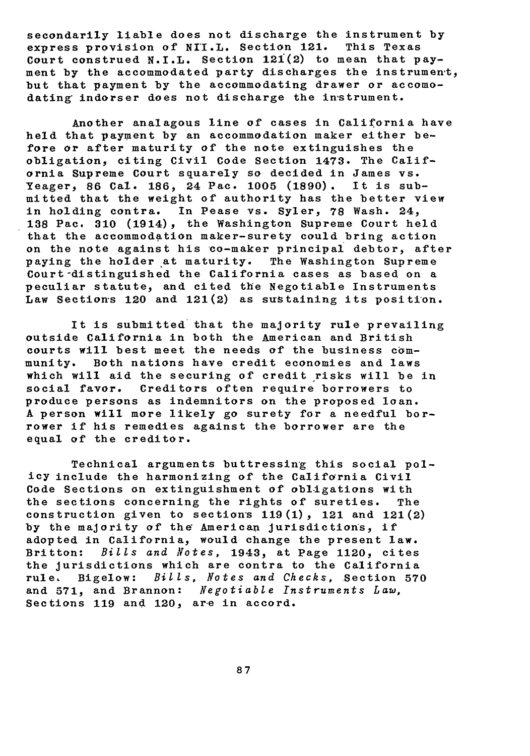secondarily liable does not discharge the instrument by express provision of NI.L. Section 121. This Texas Court construed N.I.L. Section 121(2) to mean that payment by the accommodated party discharges the instrument, but that payment by the accommodating drawer or accomodating indorser does not discharge the instrument.

Another analagous line of cases in California have held that payment by an accommodation maker either before or after maturity of the note extinguishes the obligation, citing Civil Code Section 1473. The California Supreme Court squarely so decided in James vs. Yeager, 86 Cal. 186, 24 Pac. 1005 (1890). It is submitted that the weight of authority has the better view in holding contra. In Pease vs. Syler, 78 Wash. 24, 138 Pac. 310 (1914), the Washington Supreme Court held that the accommodation maker-surety could bring action on the note against his co-maker principal debtor, after paying the holder at maturity. The Washington Supreme Court distinguished the California cases as based on a peculiar statute, and cited the Negotiable Instruments Law Sections 120 and 121(2) as sustaining its position.

It is submitted that the majority rule prevailing outside California in both the American and British courts will best meet the needs of the business community. Both nations have credit economies and laws which will aid the securing of credit risks will be in social favor. Creditors often require borrowers to produce persons as indemnitors on the proposed loan. A person will more likely go surety for a needful borrower if his remedies against the borrower are the equal of the creditor.

Technical arguments buttressing this social policy include the harmonizing of the California Civil Code Sections on extinguishment of obligations with the sections concerning the rights of sureties. The construction given to sections 119(1), 121 and 121(2) by the majority of the American jurisdictions, if adopted in California, would change the present law. Britton: *Bills and Notes*, 1943, at Page 1120, cites the jurisdictions which are contra to the California rule. Bigelow: *Bills, Notes and Checks*, Section 570 and 571, and Brannon: *Negotiable Instruments Law*, Sections 119 and 120, are in accord.